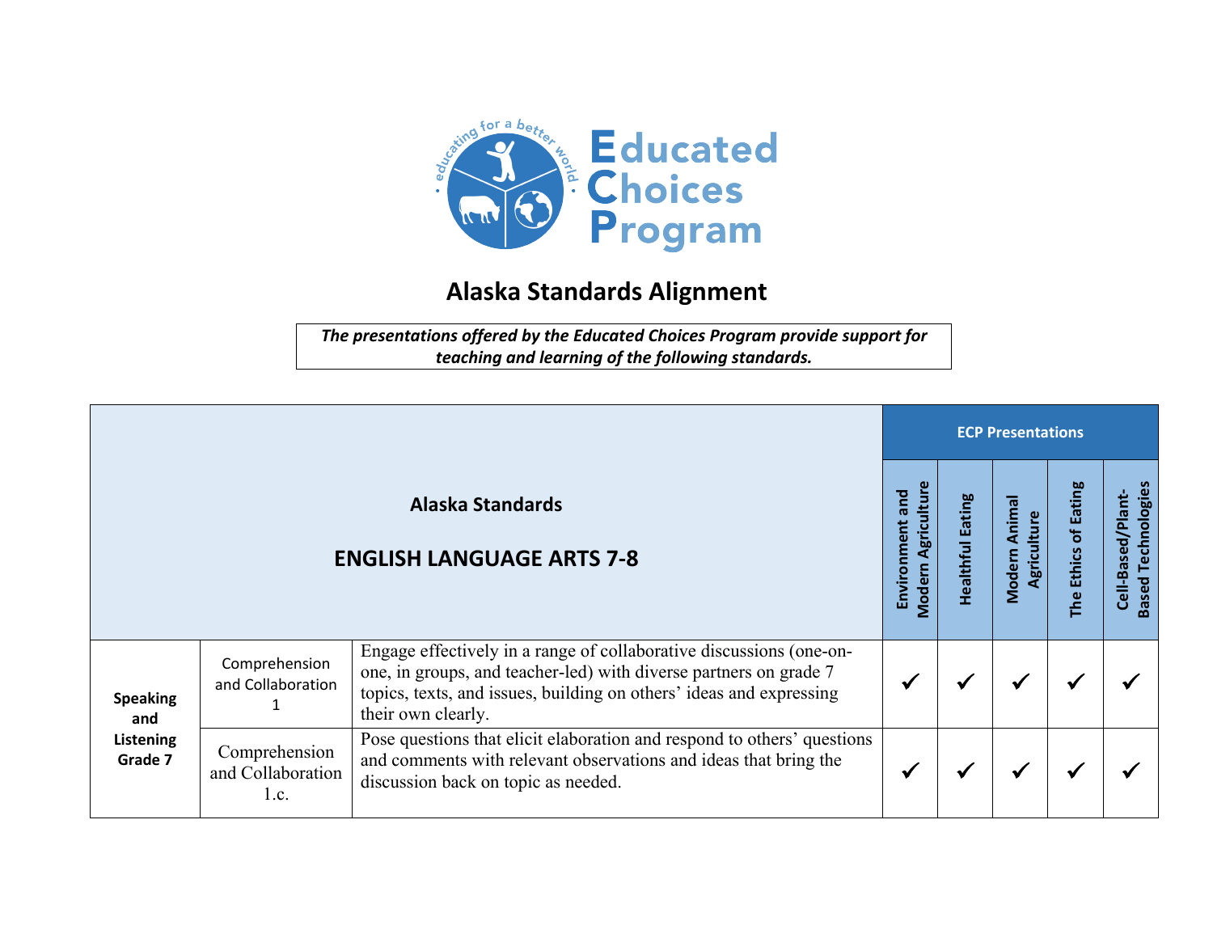Educated Choices Program

educating for a better world

# Alaska Standards Alignment

*The presentations offered by the Educated Choices Program provide support for teaching and learning of the following standards.*

| Alaska Standards<br>ENGLISH LANGUAGE ARTS 7-8 | | | ECP Presentations | | | | |
|---|---|---|---|---|---|---|---|
| | | | Environment and Modern Agriculture | Healthful Eating | Modern Animal Agriculture | The Ethics of Eating | Cell-Based/Plant-Based Technologies |
| **Speaking and Listening Grade 7** | Comprehension and Collaboration 1 | Engage effectively in a range of collaborative discussions (one-on-one, in groups, and teacher-led) with diverse partners on grade 7 topics, texts, and issues, building on others' ideas and expressing their own clearly. | ✓ | ✓ | ✓ | ✓ | ✓ |
| | Comprehension and Collaboration 1.c. | Pose questions that elicit elaboration and respond to others' questions and comments with relevant observations and ideas that bring the discussion back on topic as needed. | ✓ | ✓ | ✓ | ✓ | ✓ |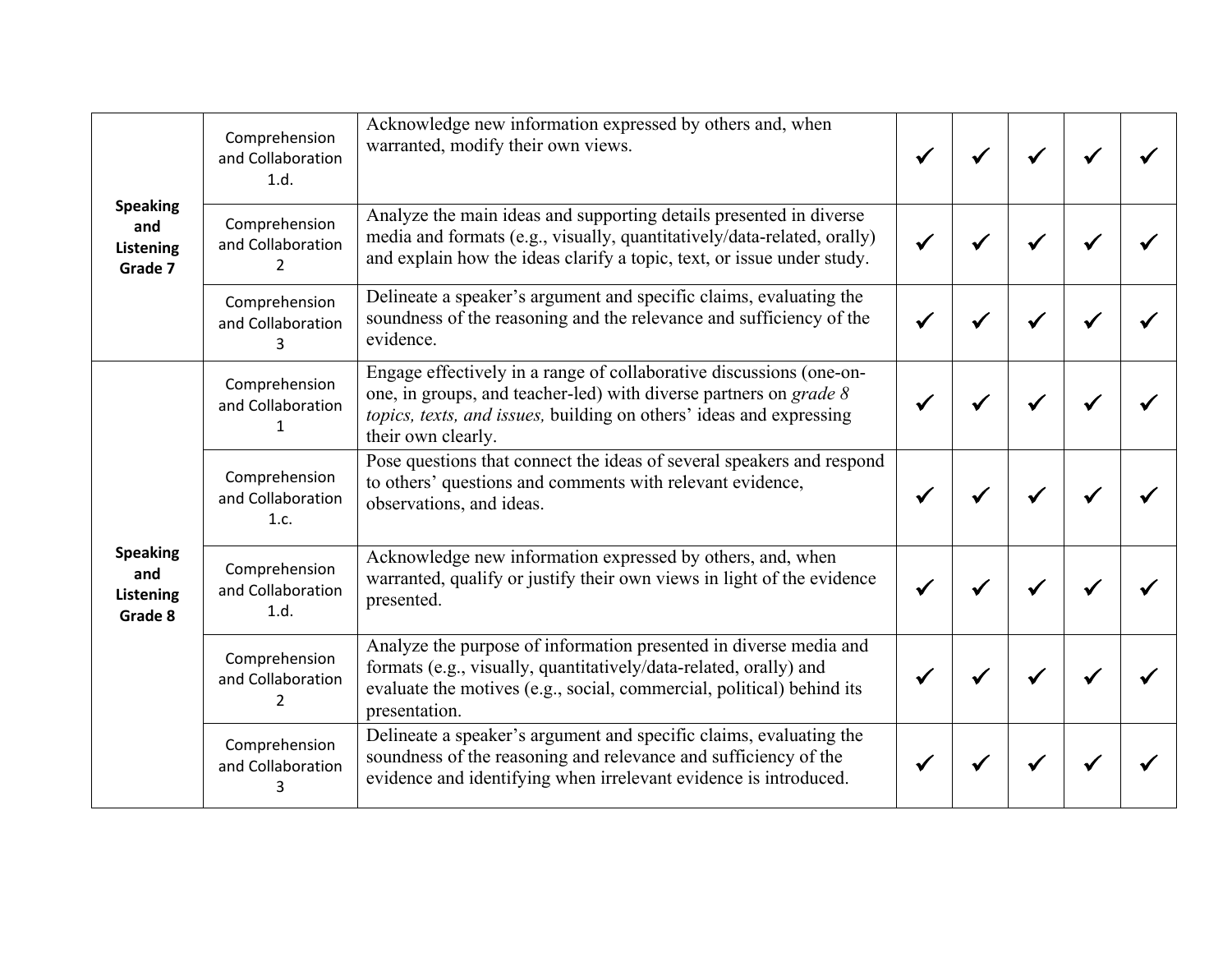| | | | | | | | |
|---|---|---|---|---|---|---|---|
| **Speaking and Listening Grade 7** | Comprehension and Collaboration 1.d. | Acknowledge new information expressed by others and, when warranted, modify their own views. | ✓ | ✓ | ✓ | ✓ | ✓ |
| | Comprehension and Collaboration 2 | Analyze the main ideas and supporting details presented in diverse media and formats (e.g., visually, quantitatively/data-related, orally) and explain how the ideas clarify a topic, text, or issue under study. | ✓ | ✓ | ✓ | ✓ | ✓ |
| | Comprehension and Collaboration 3 | Delineate a speaker's argument and specific claims, evaluating the soundness of the reasoning and the relevance and sufficiency of the evidence. | ✓ | ✓ | ✓ | ✓ | ✓ |
| **Speaking and Listening Grade 8** | Comprehension and Collaboration 1 | Engage effectively in a range of collaborative discussions (one-on-one, in groups, and teacher-led) with diverse partners on *grade 8 topics, texts, and issues,* building on others' ideas and expressing their own clearly. | ✓ | ✓ | ✓ | ✓ | ✓ |
| | Comprehension and Collaboration 1.c. | Pose questions that connect the ideas of several speakers and respond to others' questions and comments with relevant evidence, observations, and ideas. | ✓ | ✓ | ✓ | ✓ | ✓ |
| | Comprehension and Collaboration 1.d. | Acknowledge new information expressed by others, and, when warranted, qualify or justify their own views in light of the evidence presented. | ✓ | ✓ | ✓ | ✓ | ✓ |
| | Comprehension and Collaboration 2 | Analyze the purpose of information presented in diverse media and formats (e.g., visually, quantitatively/data-related, orally) and evaluate the motives (e.g., social, commercial, political) behind its presentation. | ✓ | ✓ | ✓ | ✓ | ✓ |
| | Comprehension and Collaboration 3 | Delineate a speaker's argument and specific claims, evaluating the soundness of the reasoning and relevance and sufficiency of the evidence and identifying when irrelevant evidence is introduced. | ✓ | ✓ | ✓ | ✓ | ✓ |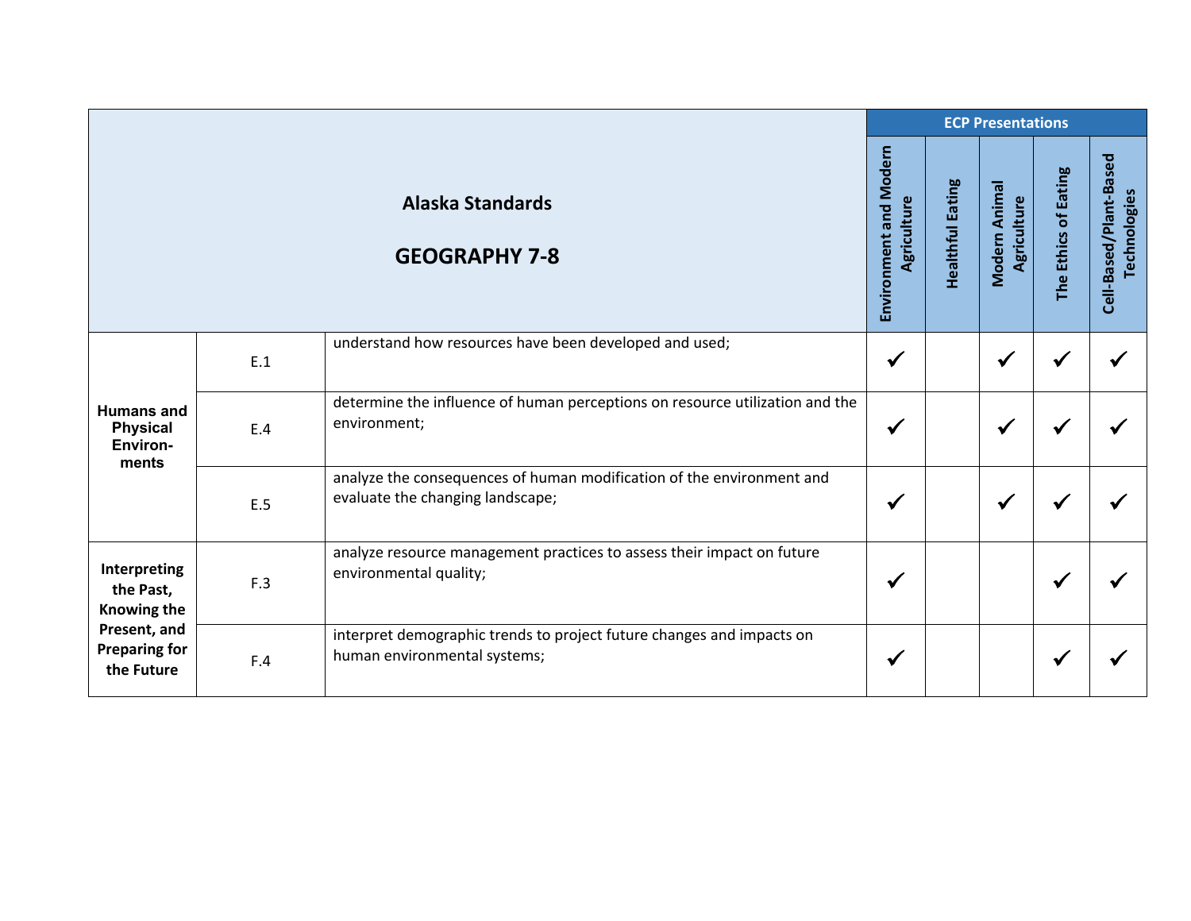| Alaska Standards<br><br>GEOGRAPHY 7-8 | | | ECP Presentations | | | | |
|---|---|---|---|---|---|---|---|
| | | | Environment and Modern Agriculture | Healthful Eating | Modern Animal Agriculture | The Ethics of Eating | Cell-Based/Plant-Based Technologies |
| **Humans and Physical Environ-ments** | E.1 | understand how resources have been developed and used; | ✔ | | ✔ | ✔ | ✔ |
| | E.4 | determine the influence of human perceptions on resource utilization and the environment; | ✔ | | ✔ | ✔ | ✔ |
| | E.5 | analyze the consequences of human modification of the environment and evaluate the changing landscape; | ✔ | | ✔ | ✔ | ✔ |
| **Interpreting the Past, Knowing the Present, and Preparing for the Future** | F.3 | analyze resource management practices to assess their impact on future environmental quality; | ✔ | | | ✔ | ✔ |
| | F.4 | interpret demographic trends to project future changes and impacts on human environmental systems; | ✔ | | | ✔ | ✔ |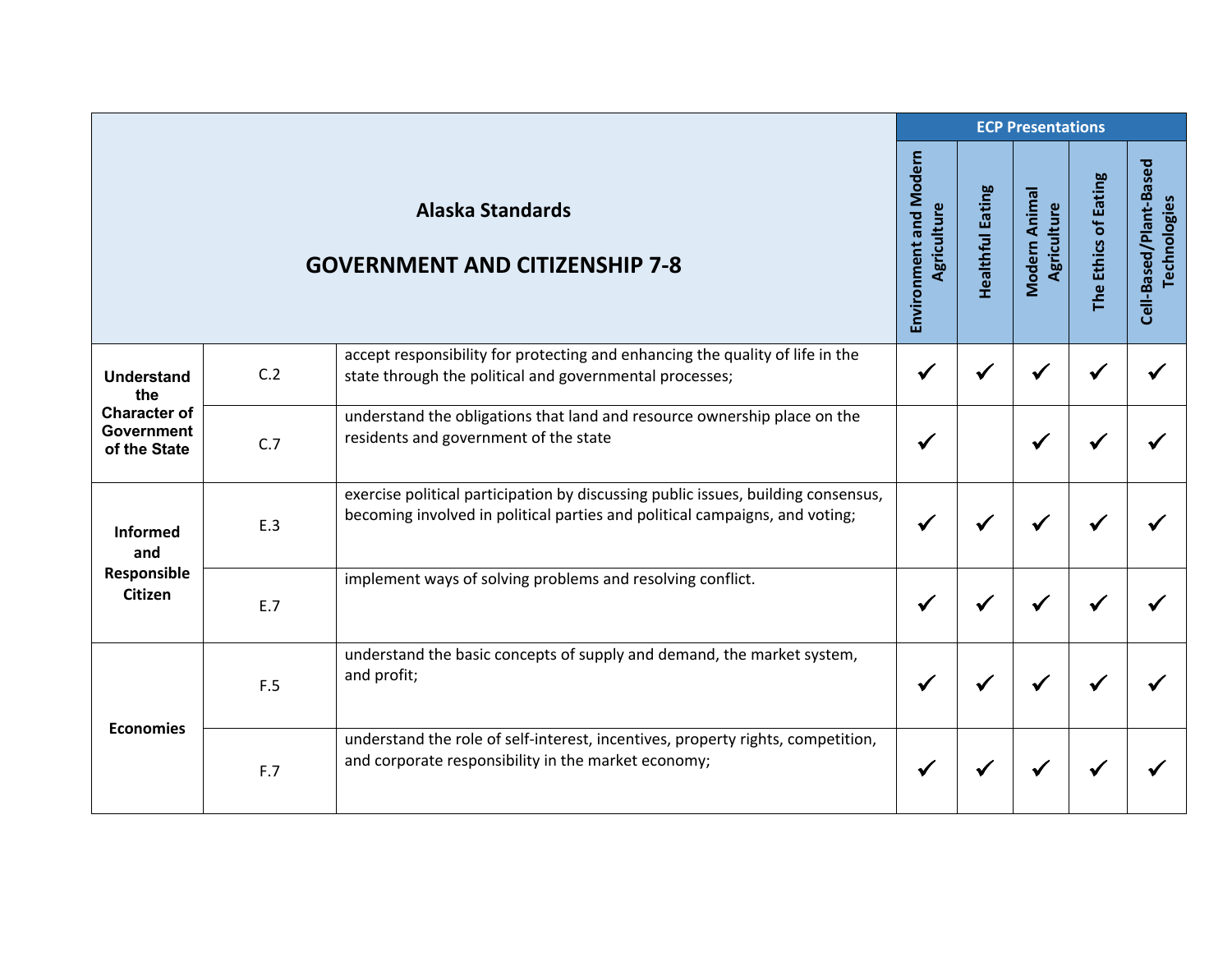| Alaska Standards<br><br>GOVERNMENT AND CITIZENSHIP 7-8 | | | ECP Presentations | | | | |
|---|---|---|---|---|---|---|---|
| | | | Environment and Modern Agriculture | Healthful Eating | Modern Animal Agriculture | The Ethics of Eating | Cell-Based/Plant-Based Technologies |
| **Understand the Character of Government of the State** | C.2 | accept responsibility for protecting and enhancing the quality of life in the state through the political and governmental processes; | ✔ | ✔ | ✔ | ✔ | ✔ |
| | C.7 | understand the obligations that land and resource ownership place on the residents and government of the state | ✔ | | ✔ | ✔ | ✔ |
| **Informed and Responsible Citizen** | E.3 | exercise political participation by discussing public issues, building consensus, becoming involved in political parties and political campaigns, and voting; | ✔ | ✔ | ✔ | ✔ | ✔ |
| | E.7 | implement ways of solving problems and resolving conflict. | ✔ | ✔ | ✔ | ✔ | ✔ |
| **Economies** | F.5 | understand the basic concepts of supply and demand, the market system, and profit; | ✔ | ✔ | ✔ | ✔ | ✔ |
| | F.7 | understand the role of self-interest, incentives, property rights, competition, and corporate responsibility in the market economy; | ✔ | ✔ | ✔ | ✔ | ✔ |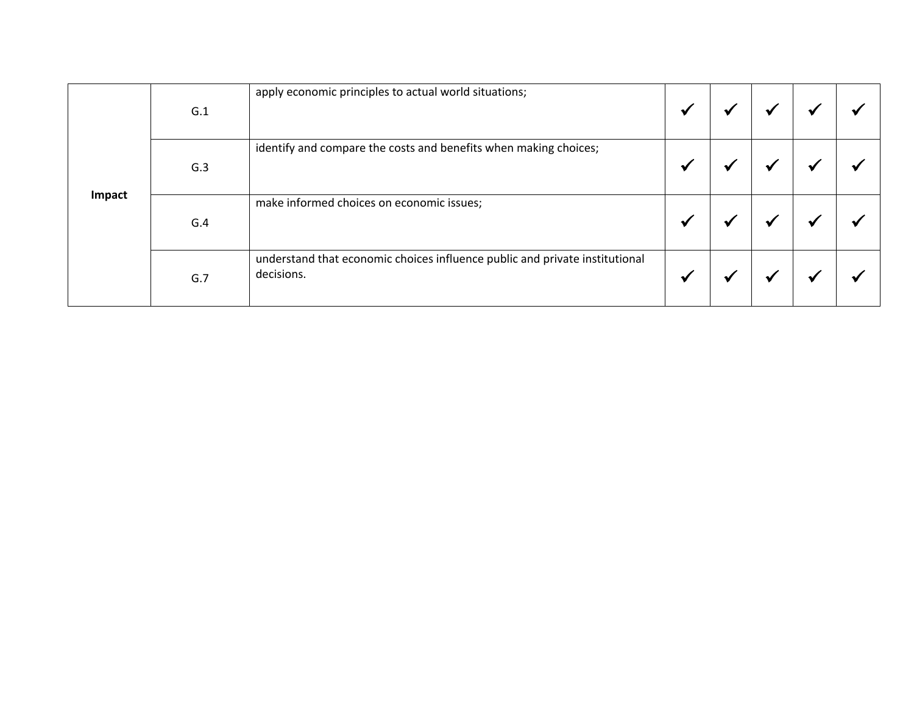| | | | | | | | |
|---|---|---|---|---|---|---|---|
| **Impact** | G.1 | apply economic principles to actual world situations; | ✓ | ✓ | ✓ | ✓ | ✓ |
| | G.3 | identify and compare the costs and benefits when making choices; | ✓ | ✓ | ✓ | ✓ | ✓ |
| | G.4 | make informed choices on economic issues; | ✓ | ✓ | ✓ | ✓ | ✓ |
| | G.7 | understand that economic choices influence public and private institutional decisions. | ✓ | ✓ | ✓ | ✓ | ✓ |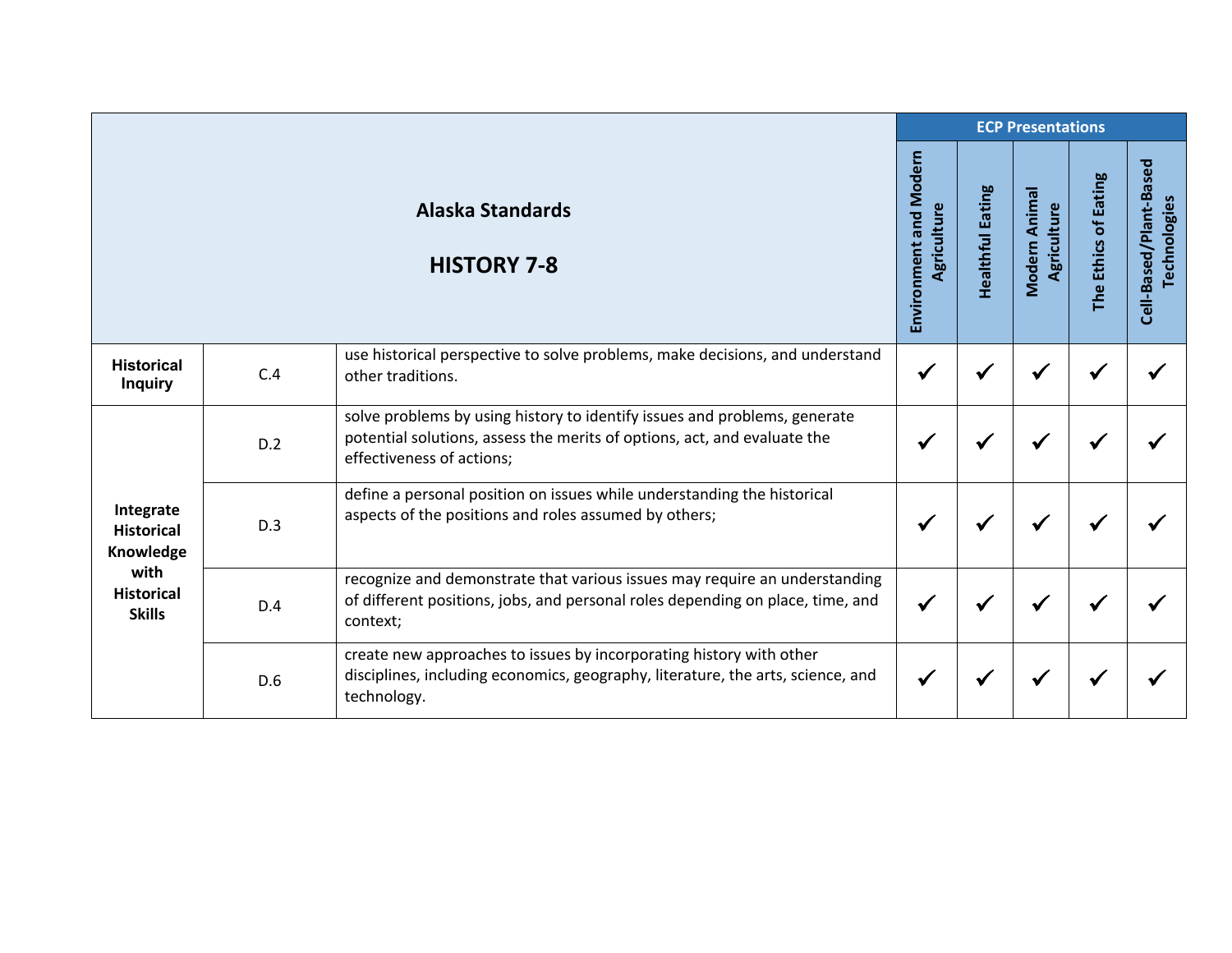| Alaska Standards<br><br>HISTORY 7-8 | | | ECP Presentations | | | | |
|---|---|---|---|---|---|---|---|
| | | | Environment and Modern Agriculture | Healthful Eating | Modern Animal Agriculture | The Ethics of Eating | Cell-Based/Plant-Based Technologies |
| **Historical Inquiry** | C.4 | use historical perspective to solve problems, make decisions, and understand other traditions. | ✔ | ✔ | ✔ | ✔ | ✔ |
| **Integrate Historical Knowledge with Historical Skills** | D.2 | solve problems by using history to identify issues and problems, generate potential solutions, assess the merits of options, act, and evaluate the effectiveness of actions; | ✔ | ✔ | ✔ | ✔ | ✔ |
| | D.3 | define a personal position on issues while understanding the historical aspects of the positions and roles assumed by others; | ✔ | ✔ | ✔ | ✔ | ✔ |
| | D.4 | recognize and demonstrate that various issues may require an understanding of different positions, jobs, and personal roles depending on place, time, and context; | ✔ | ✔ | ✔ | ✔ | ✔ |
| | D.6 | create new approaches to issues by incorporating history with other disciplines, including economics, geography, literature, the arts, science, and technology. | ✔ | ✔ | ✔ | ✔ | ✔ |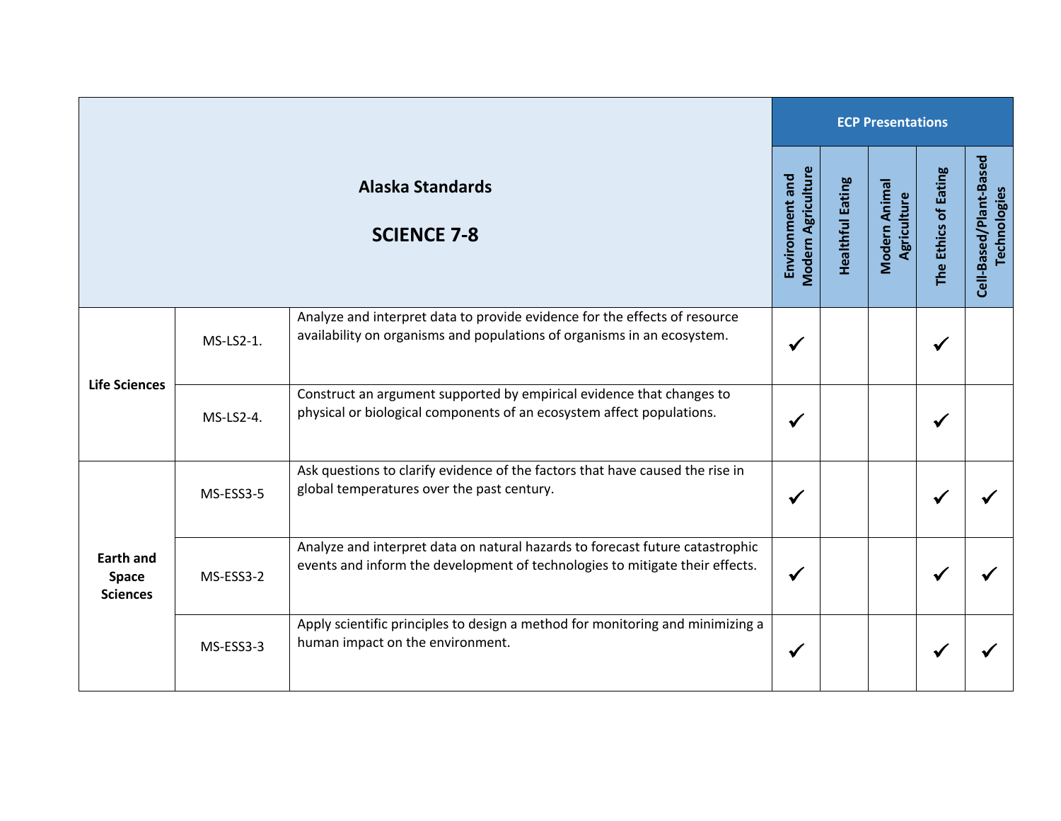| Alaska Standards<br><br>SCIENCE 7-8 | | | ECP Presentations | | | | |
|---|---|---|---|---|---|---|---|
| | | | Environment and Modern Agriculture | Healthful Eating | Modern Animal Agriculture | The Ethics of Eating | Cell-Based/Plant-Based Technologies |
| Life Sciences | MS-LS2-1. | Analyze and interpret data to provide evidence for the effects of resource availability on organisms and populations of organisms in an ecosystem. | ✓ | | | ✓ | |
| | MS-LS2-4. | Construct an argument supported by empirical evidence that changes to physical or biological components of an ecosystem affect populations. | ✓ | | | ✓ | |
| Earth and Space Sciences | MS-ESS3-5 | Ask questions to clarify evidence of the factors that have caused the rise in global temperatures over the past century. | ✓ | | | ✓ | ✓ |
| | MS-ESS3-2 | Analyze and interpret data on natural hazards to forecast future catastrophic events and inform the development of technologies to mitigate their effects. | ✓ | | | ✓ | ✓ |
| | MS-ESS3-3 | Apply scientific principles to design a method for monitoring and minimizing a human impact on the environment. | ✓ | | | ✓ | ✓ |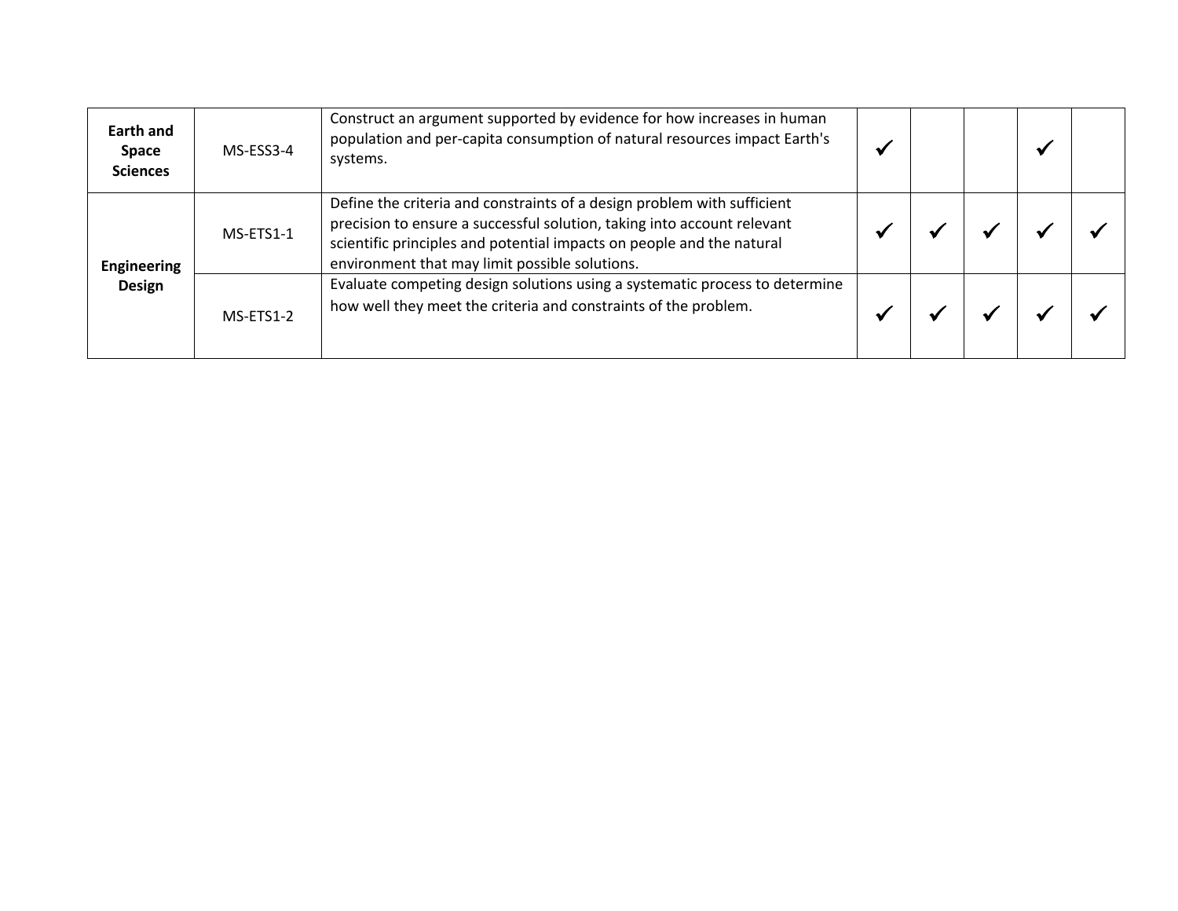| | | | | | | | |
|---|---|---|---|---|---|---|---|
| **Earth and Space Sciences** | MS-ESS3-4 | Construct an argument supported by evidence for how increases in human population and per-capita consumption of natural resources impact Earth's systems. | ✓ | | | ✓ | |
| **Engineering Design** | MS-ETS1-1 | Define the criteria and constraints of a design problem with sufficient precision to ensure a successful solution, taking into account relevant scientific principles and potential impacts on people and the natural environment that may limit possible solutions. | ✓ | ✓ | ✓ | ✓ | ✓ |
| | MS-ETS1-2 | Evaluate competing design solutions using a systematic process to determine how well they meet the criteria and constraints of the problem. | ✓ | ✓ | ✓ | ✓ | ✓ |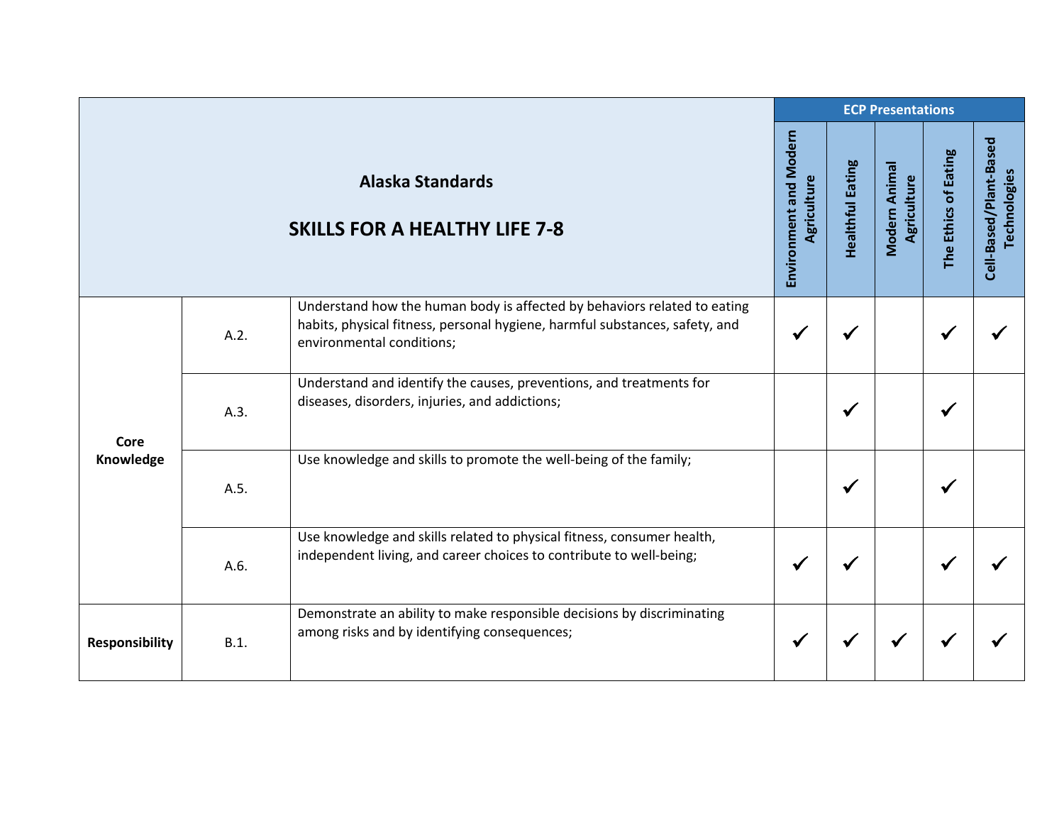| Alaska Standards<br><br>SKILLS FOR A HEALTHY LIFE 7-8 | | | ECP Presentations | | | | |
|---|---|---|---|---|---|---|---|
| | | | Environment and Modern Agriculture | Healthful Eating | Modern Animal Agriculture | The Ethics of Eating | Cell-Based/Plant-Based Technologies |
| **Core Knowledge** | A.2. | Understand how the human body is affected by behaviors related to eating habits, physical fitness, personal hygiene, harmful substances, safety, and environmental conditions; | ✔ | ✔ | | ✔ | ✔ |
| | A.3. | Understand and identify the causes, preventions, and treatments for diseases, disorders, injuries, and addictions; | | ✔ | | ✔ | |
| | A.5. | Use knowledge and skills to promote the well-being of the family; | | ✔ | | ✔ | |
| | A.6. | Use knowledge and skills related to physical fitness, consumer health, independent living, and career choices to contribute to well-being; | ✔ | ✔ | | ✔ | ✔ |
| **Responsibility** | B.1. | Demonstrate an ability to make responsible decisions by discriminating among risks and by identifying consequences; | ✔ | ✔ | ✔ | ✔ | ✔ |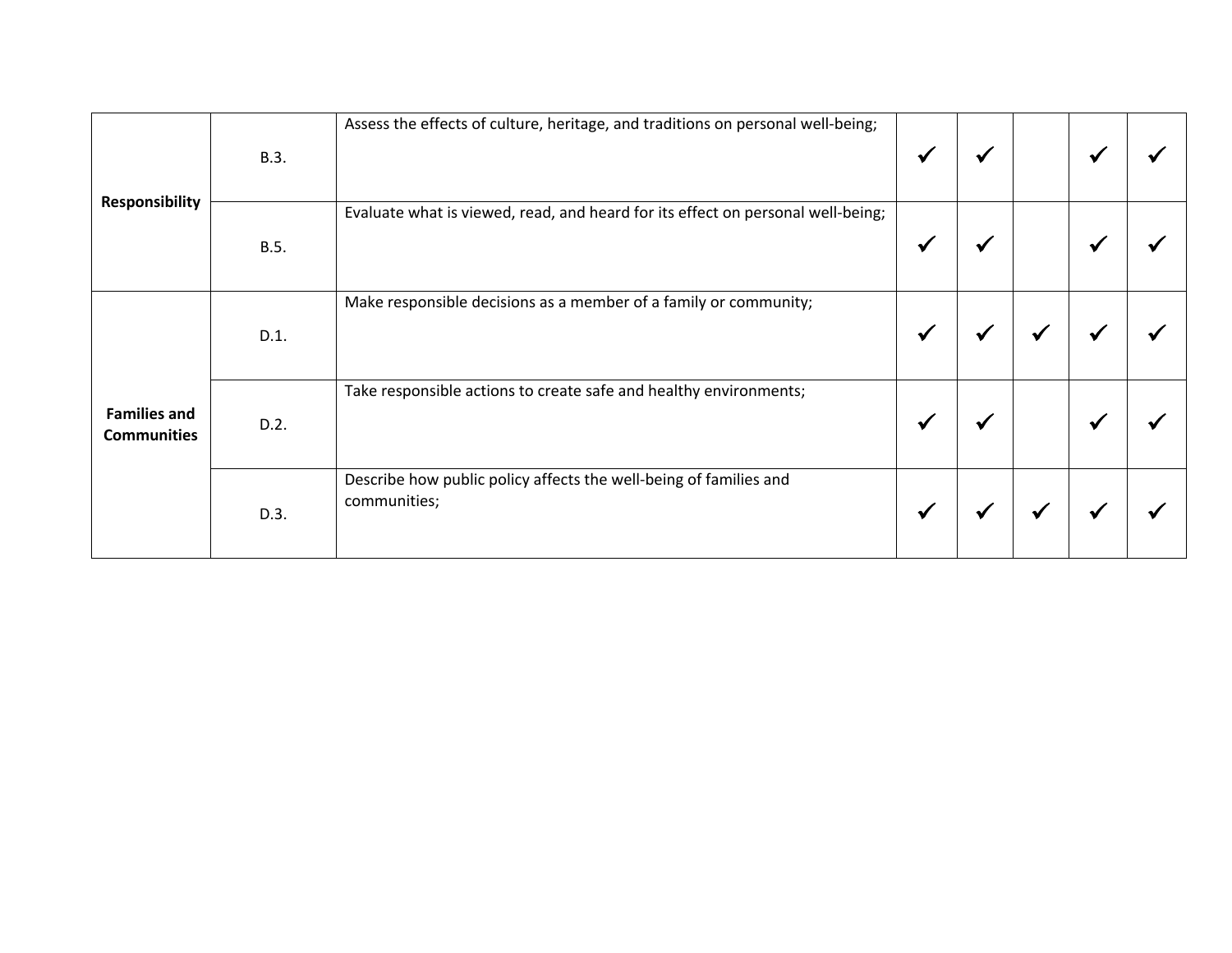| | | | | | | | |
|---|---|---|---|---|---|---|---|
| **Responsibility** | B.3. | Assess the effects of culture, heritage, and traditions on personal well-being; | ✓ | ✓ | | ✓ | ✓ |
| | B.5. | Evaluate what is viewed, read, and heard for its effect on personal well-being; | ✓ | ✓ | | ✓ | ✓ |
| **Families and Communities** | D.1. | Make responsible decisions as a member of a family or community; | ✓ | ✓ | ✓ | ✓ | ✓ |
| | D.2. | Take responsible actions to create safe and healthy environments; | ✓ | ✓ | | ✓ | ✓ |
| | D.3. | Describe how public policy affects the well-being of families and communities; | ✓ | ✓ | ✓ | ✓ | ✓ |